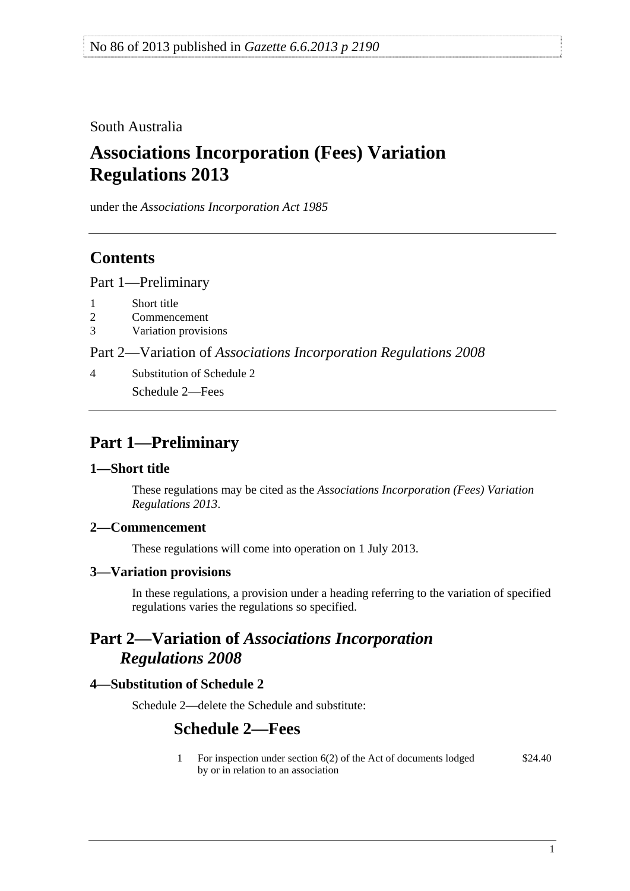No 86 of 2013 published in *Gazette 6.6.2013 p 2190*

South Australia

# Associations Incorporation (Fees) Variation Regulations 2013

under the *Associations Incorporation Act 1985*

## Contents

Part 1—Preliminary

1 Short title
2 Commencement
3 Variation provisions

Part 2—Variation of *Associations Incorporation Regulations 2008*

4 Substitution of Schedule 2

Schedule 2—Fees

## Part 1—Preliminary

### 1—Short title

These regulations may be cited as the *Associations Incorporation (Fees) Variation Regulations 2013*.

### 2—Commencement

These regulations will come into operation on 1 July 2013.

### 3—Variation provisions

In these regulations, a provision under a heading referring to the variation of specified regulations varies the regulations so specified.

## Part 2—Variation of *Associations Incorporation Regulations 2008*

### 4—Substitution of Schedule 2

Schedule 2—delete the Schedule and substitute:

## Schedule 2—Fees

| | | |
|---|---|---|
| 1 | For inspection under section 6(2) of the Act of documents lodged by or in relation to an association | $24.40 |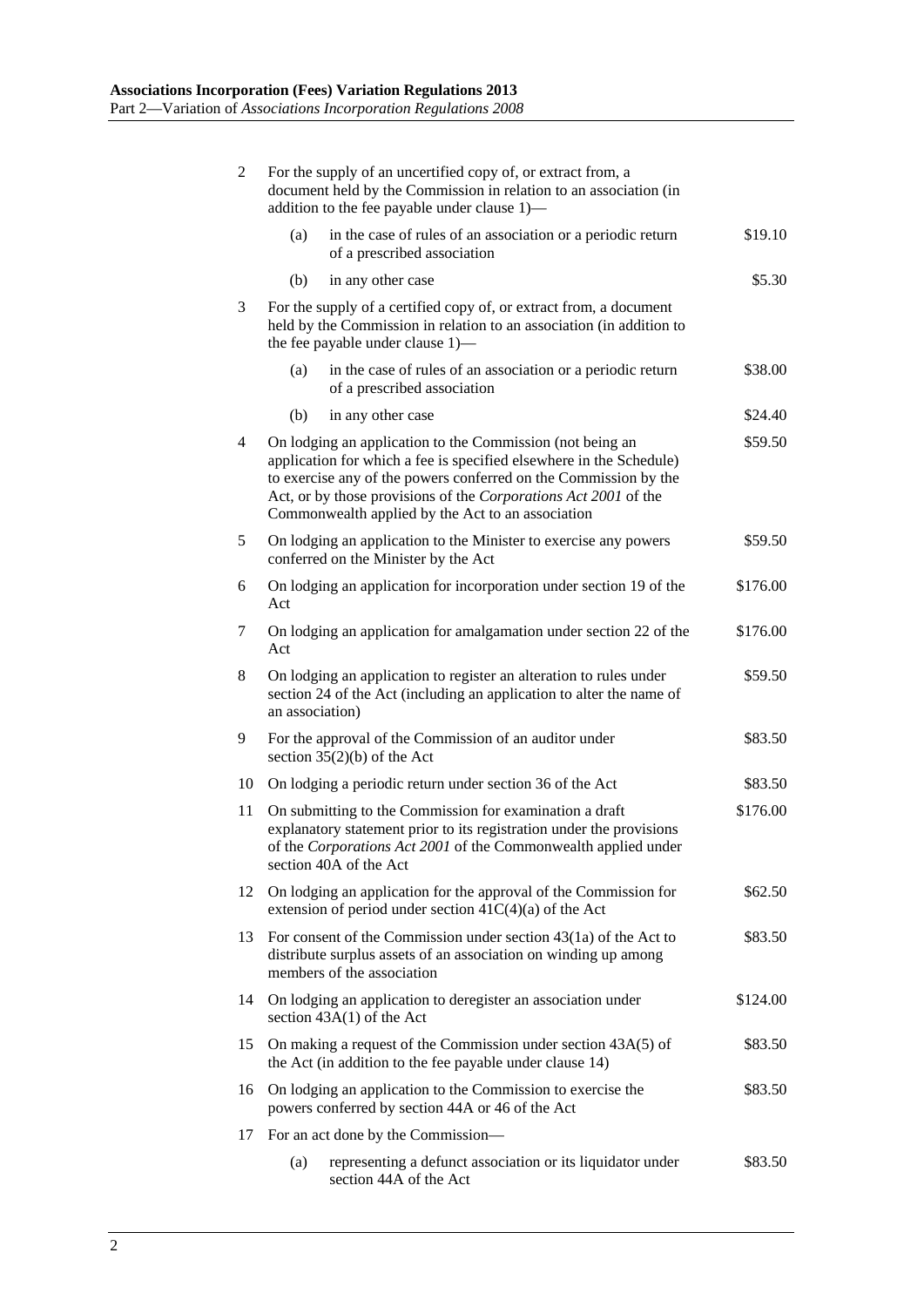| | | |
|---|---|---|
| 2 | For the supply of an uncertified copy of, or extract from, a document held by the Commission in relation to an association (in addition to the fee payable under clause 1)— | |
| | (a) in the case of rules of an association or a periodic return of a prescribed association | \$19.10 |
| | (b) in any other case | \$5.30 |
| 3 | For the supply of a certified copy of, or extract from, a document held by the Commission in relation to an association (in addition to the fee payable under clause 1)— | |
| | (a) in the case of rules of an association or a periodic return of a prescribed association | \$38.00 |
| | (b) in any other case | \$24.40 |
| 4 | On lodging an application to the Commission (not being an application for which a fee is specified elsewhere in the Schedule) to exercise any of the powers conferred on the Commission by the Act, or by those provisions of the *Corporations Act 2001* of the Commonwealth applied by the Act to an association | \$59.50 |
| 5 | On lodging an application to the Minister to exercise any powers conferred on the Minister by the Act | \$59.50 |
| 6 | On lodging an application for incorporation under section 19 of the Act | \$176.00 |
| 7 | On lodging an application for amalgamation under section 22 of the Act | \$176.00 |
| 8 | On lodging an application to register an alteration to rules under section 24 of the Act (including an application to alter the name of an association) | \$59.50 |
| 9 | For the approval of the Commission of an auditor under section 35(2)(b) of the Act | \$83.50 |
| 10 | On lodging a periodic return under section 36 of the Act | \$83.50 |
| 11 | On submitting to the Commission for examination a draft explanatory statement prior to its registration under the provisions of the *Corporations Act 2001* of the Commonwealth applied under section 40A of the Act | \$176.00 |
| 12 | On lodging an application for the approval of the Commission for extension of period under section 41C(4)(a) of the Act | \$62.50 |
| 13 | For consent of the Commission under section 43(1a) of the Act to distribute surplus assets of an association on winding up among members of the association | \$83.50 |
| 14 | On lodging an application to deregister an association under section 43A(1) of the Act | \$124.00 |
| 15 | On making a request of the Commission under section 43A(5) of the Act (in addition to the fee payable under clause 14) | \$83.50 |
| 16 | On lodging an application to the Commission to exercise the powers conferred by section 44A or 46 of the Act | \$83.50 |
| 17 | For an act done by the Commission— | |
| | (a) representing a defunct association or its liquidator under section 44A of the Act | \$83.50 |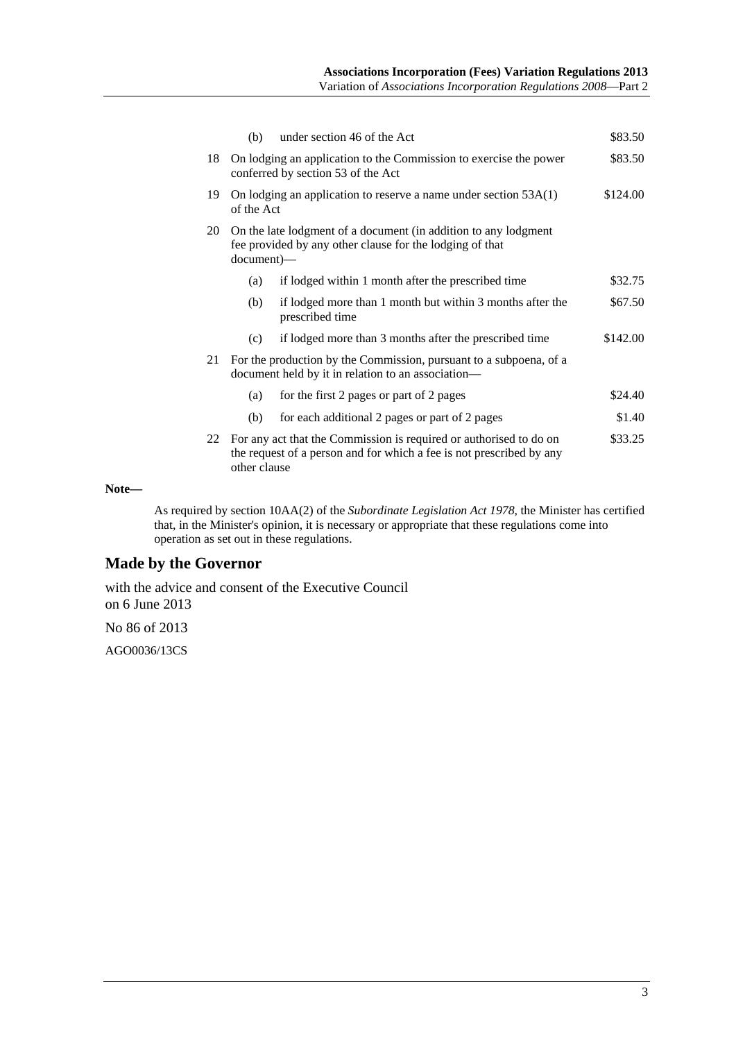| | | | |
|---|---|---|---|
| | (b) | under section 46 of the Act | $83.50 |
| 18 | On lodging an application to the Commission to exercise the power conferred by section 53 of the Act | | $83.50 |
| 19 | On lodging an application to reserve a name under section 53A(1) of the Act | | $124.00 |
| 20 | On the late lodgment of a document (in addition to any lodgment fee provided by any other clause for the lodging of that document)— | | |
| | (a) | if lodged within 1 month after the prescribed time | $32.75 |
| | (b) | if lodged more than 1 month but within 3 months after the prescribed time | $67.50 |
| | (c) | if lodged more than 3 months after the prescribed time | $142.00 |
| 21 | For the production by the Commission, pursuant to a subpoena, of a document held by it in relation to an association— | | |
| | (a) | for the first 2 pages or part of 2 pages | $24.40 |
| | (b) | for each additional 2 pages or part of 2 pages | $1.40 |
| 22 | For any act that the Commission is required or authorised to do on the request of a person and for which a fee is not prescribed by any other clause | | $33.25 |

**Note—**

As required by section 10AA(2) of the *Subordinate Legislation Act 1978*, the Minister has certified that, in the Minister's opinion, it is necessary or appropriate that these regulations come into operation as set out in these regulations.

## Made by the Governor

with the advice and consent of the Executive Council on 6 June 2013

No 86 of 2013

AGO0036/13CS